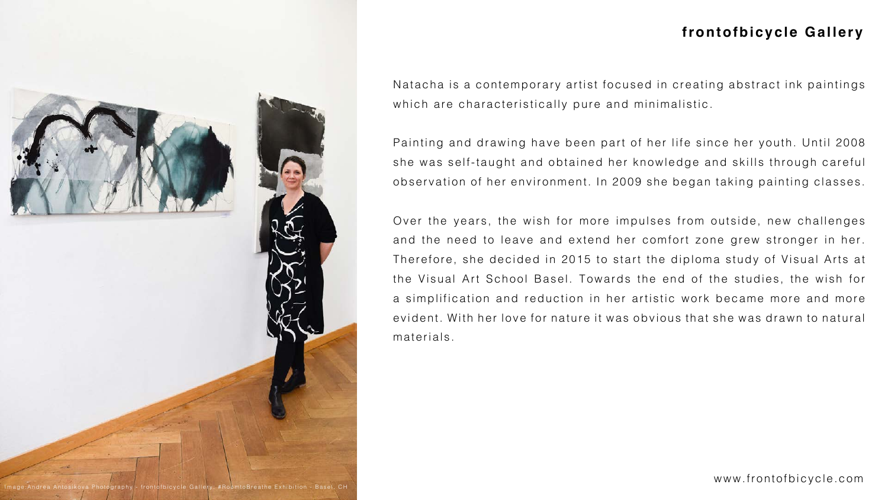## frontofbicycle Gallery

Natacha is a contemporary artist focused in creating abstract ink paintings which are characteristically pure and minimalistic.

Painting and drawing have been part of her life since her youth. Until 2008 she was self-taught and obtained her knowledge and skills through careful observation of her environment. In 2009 she began taking painting classes.

Over the years, the wish for more impulses from outside, new challenges and the need to leave and extend her comfort zone grew stronger in her. Therefore, she decided in 2015 to start the diploma study of Visual Arts at the Visual Art School Basel. Towards the end of the studies, the wish for a simplification and reduction in her artistic work became more and more evident. With her love for nature it was obvious that she was drawn to natural materials.

Image Andrea Antosikova Photography - frontofbicycle Gallery #RoomtoBreathe Exhibition - Basel, CH

www.frontofbicycle.com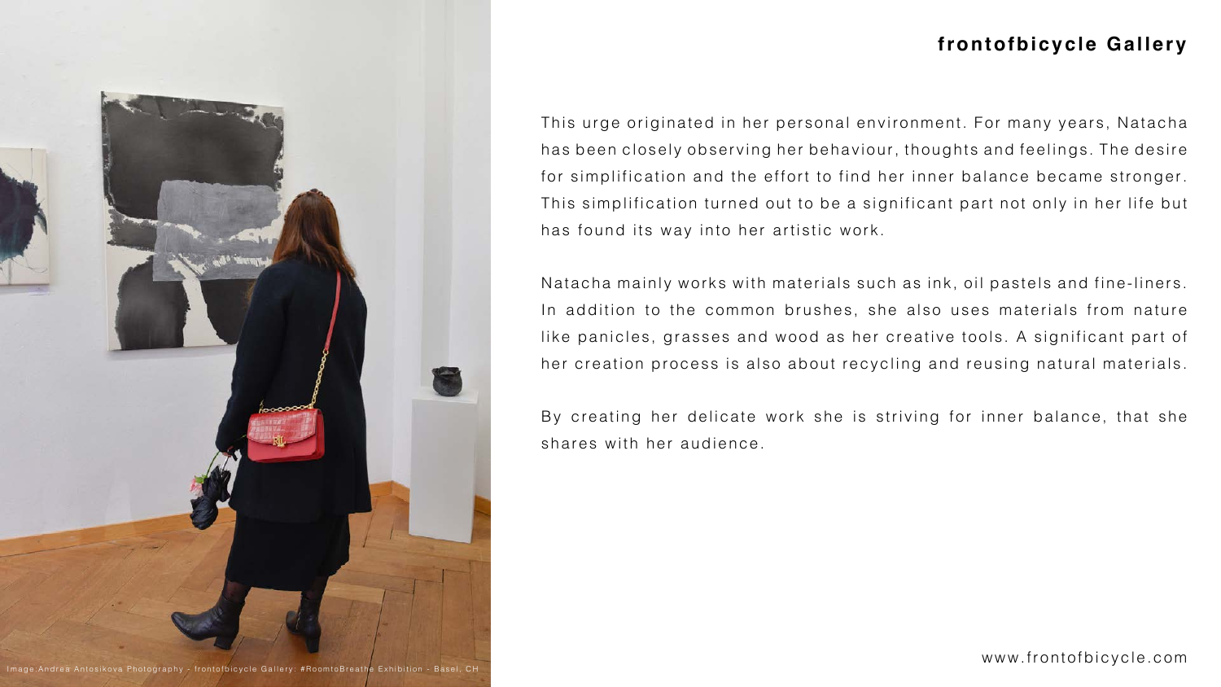## frontofbicycle Gallery

This urge originated in her personal environment. For many years, Natacha has been closely observing her behaviour, thoughts and feelings. The desire for simplification and the effort to find her inner balance became stronger. This simplification turned out to be a significant part not only in her life but has found its way into her artistic work.

Natacha mainly works with materials such as ink, oil pastels and fine-liners. In addition to the common brushes, she also uses materials from nature like panicles, grasses and wood as her creative tools. A significant part of her creation process is also about recycling and reusing natural materials.

By creating her delicate work she is striving for inner balance, that she shares with her audience.

Image:Andrea Antosikova Photography - frontofbicycle Gallery: #RoomtoBreathe Exhibition - Basel, CH

www.frontofbicycle.com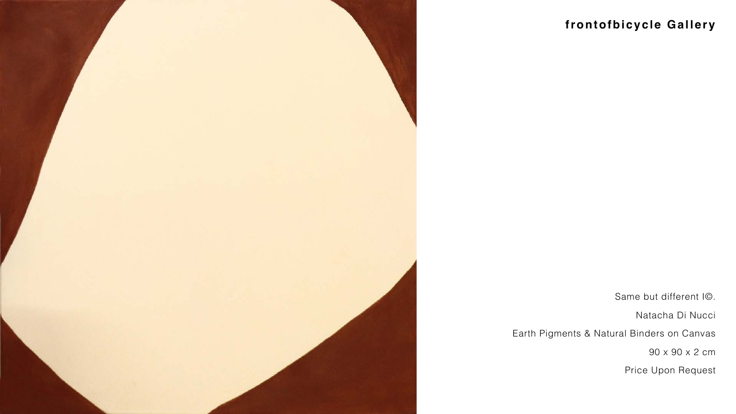**frontofbicycle Gallery**

Same but different I©.

Natacha Di Nucci

Earth Pigments & Natural Binders on Canvas

90 x 90 x 2 cm

Price Upon Request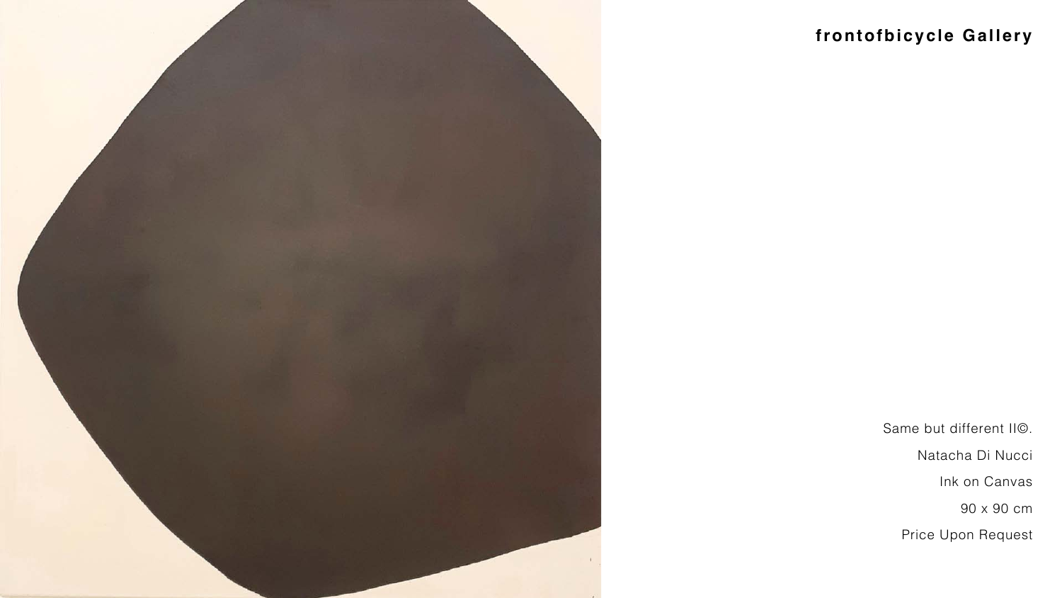**frontofbicycle Gallery**

Same but different II©.

Natacha Di Nucci

Ink on Canvas

90 x 90 cm

Price Upon Request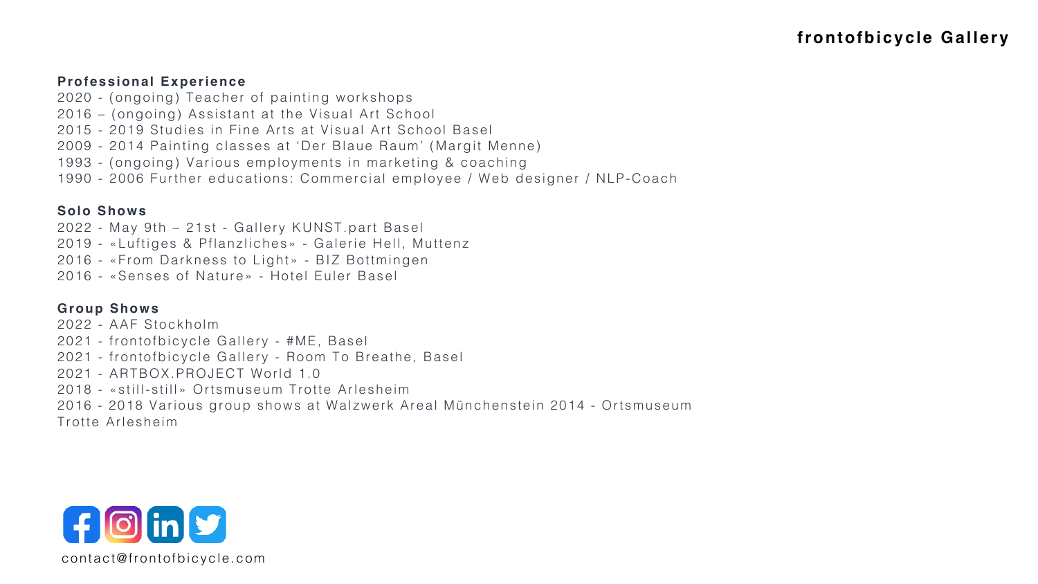**frontofbicycle Gallery**

**Professional Experience**

2020 - (ongoing) Teacher of painting workshops
2016 – (ongoing) Assistant at the Visual Art School
2015 - 2019 Studies in Fine Arts at Visual Art School Basel
2009 - 2014 Painting classes at 'Der Blaue Raum' (Margit Menne)
1993 - (ongoing) Various employments in marketing & coaching
1990 - 2006 Further educations: Commercial employee / Web designer / NLP-Coach

**Solo Shows**

2022 - May 9th – 21st - Gallery KUNST.part Basel
2019 - «Luftiges & Pflanzliches» - Galerie Hell, Muttenz
2016 - «From Darkness to Light» - BIZ Bottmingen
2016 - «Senses of Nature» - Hotel Euler Basel

**Group Shows**

2022 - AAF Stockholm
2021 - frontofbicycle Gallery - #ME, Basel
2021 - frontofbicycle Gallery - Room To Breathe, Basel
2021 - ARTBOX.PROJECT World 1.0
2018 - «still-still» Ortsmuseum Trotte Arlesheim
2016 - 2018 Various group shows at Walzwerk Areal Münchenstein 2014 - Ortsmuseum Trotte Arlesheim

contact@frontofbicycle.com